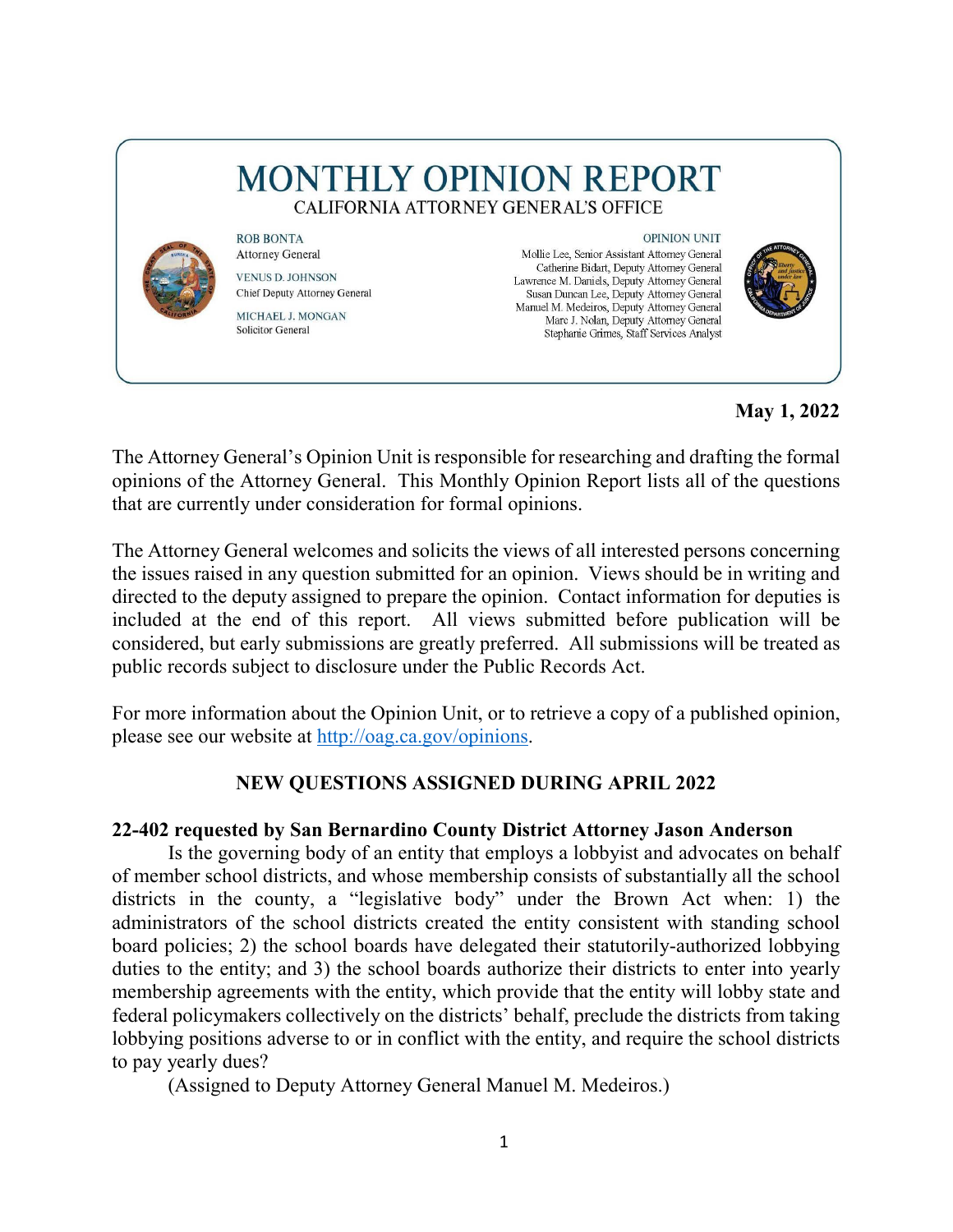# MONTHLY OPINION REPORT

CALIFORNIA ATTORNEY GENERAL'S OFFICE

ROB BONTA
Attorney General

VENUS D. JOHNSON
Chief Deputy Attorney General

MICHAEL J. MONGAN
Solicitor General

OPINION UNIT
Mollie Lee, Senior Assistant Attorney General
Catherine Bidart, Deputy Attorney General
Lawrence M. Daniels, Deputy Attorney General
Susan Duncan Lee, Deputy Attorney General
Manuel M. Medeiros, Deputy Attorney General
Marc J. Nolan, Deputy Attorney General
Stephanie Grimes, Staff Services Analyst

**May 1, 2022**

The Attorney General's Opinion Unit is responsible for researching and drafting the formal opinions of the Attorney General. This Monthly Opinion Report lists all of the questions that are currently under consideration for formal opinions.

The Attorney General welcomes and solicits the views of all interested persons concerning the issues raised in any question submitted for an opinion. Views should be in writing and directed to the deputy assigned to prepare the opinion. Contact information for deputies is included at the end of this report. All views submitted before publication will be considered, but early submissions are greatly preferred. All submissions will be treated as public records subject to disclosure under the Public Records Act.

For more information about the Opinion Unit, or to retrieve a copy of a published opinion, please see our website at http://oag.ca.gov/opinions.

## NEW QUESTIONS ASSIGNED DURING APRIL 2022

**22-402 requested by San Bernardino County District Attorney Jason Anderson**

Is the governing body of an entity that employs a lobbyist and advocates on behalf of member school districts, and whose membership consists of substantially all the school districts in the county, a "legislative body" under the Brown Act when: 1) the administrators of the school districts created the entity consistent with standing school board policies; 2) the school boards have delegated their statutorily-authorized lobbying duties to the entity; and 3) the school boards authorize their districts to enter into yearly membership agreements with the entity, which provide that the entity will lobby state and federal policymakers collectively on the districts' behalf, preclude the districts from taking lobbying positions adverse to or in conflict with the entity, and require the school districts to pay yearly dues?

(Assigned to Deputy Attorney General Manuel M. Medeiros.)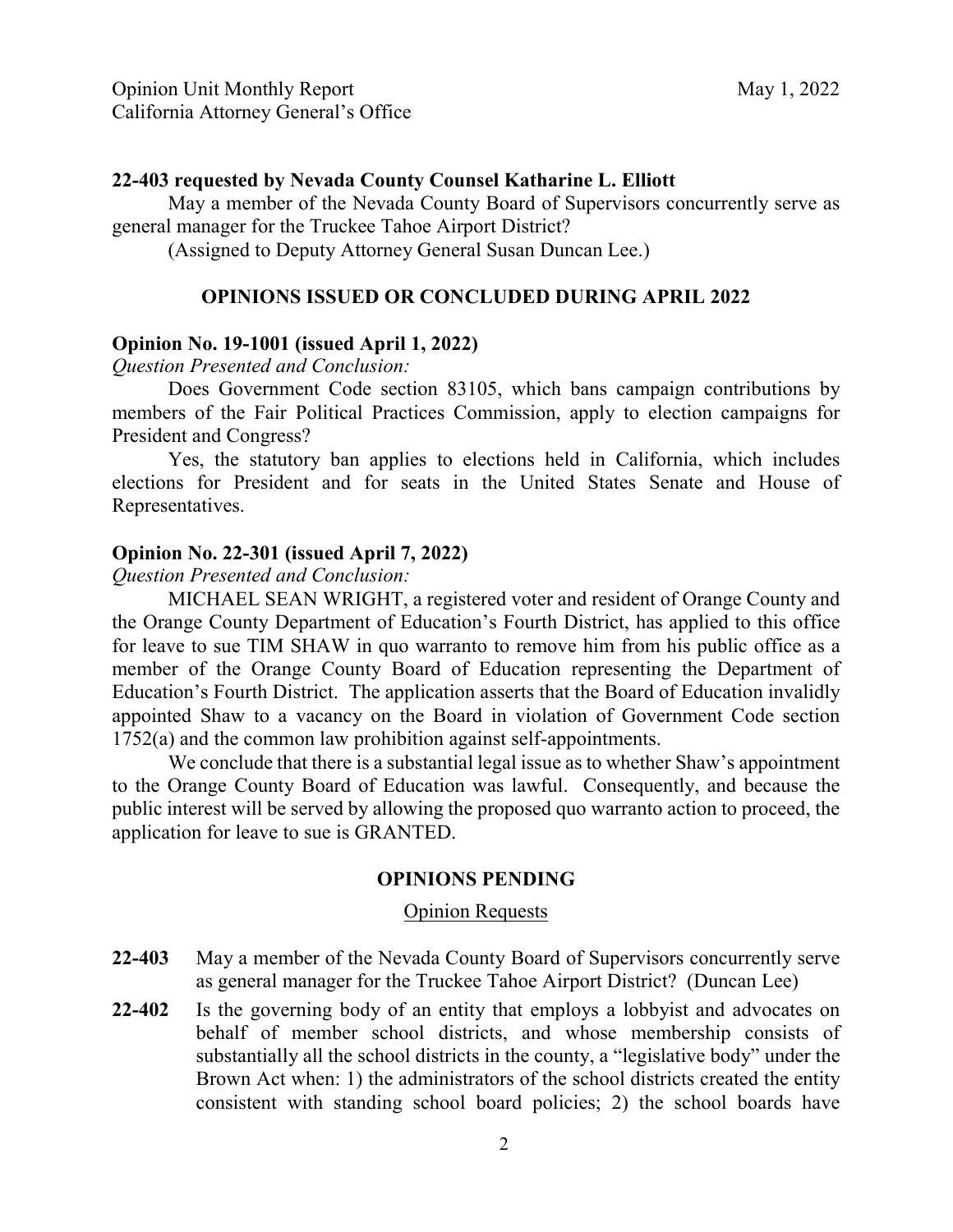**22-403 requested by Nevada County Counsel Katharine L. Elliott**

May a member of the Nevada County Board of Supervisors concurrently serve as general manager for the Truckee Tahoe Airport District?

(Assigned to Deputy Attorney General Susan Duncan Lee.)

## OPINIONS ISSUED OR CONCLUDED DURING APRIL 2022

**Opinion No. 19-1001 (issued April 1, 2022)**

*Question Presented and Conclusion:*

Does Government Code section 83105, which bans campaign contributions by members of the Fair Political Practices Commission, apply to election campaigns for President and Congress?

Yes, the statutory ban applies to elections held in California, which includes elections for President and for seats in the United States Senate and House of Representatives.

**Opinion No. 22-301 (issued April 7, 2022)**

*Question Presented and Conclusion:*

MICHAEL SEAN WRIGHT, a registered voter and resident of Orange County and the Orange County Department of Education's Fourth District, has applied to this office for leave to sue TIM SHAW in quo warranto to remove him from his public office as a member of the Orange County Board of Education representing the Department of Education's Fourth District. The application asserts that the Board of Education invalidly appointed Shaw to a vacancy on the Board in violation of Government Code section 1752(a) and the common law prohibition against self-appointments.

We conclude that there is a substantial legal issue as to whether Shaw's appointment to the Orange County Board of Education was lawful. Consequently, and because the public interest will be served by allowing the proposed quo warranto action to proceed, the application for leave to sue is GRANTED.

## OPINIONS PENDING

### Opinion Requests

**22-403** May a member of the Nevada County Board of Supervisors concurrently serve as general manager for the Truckee Tahoe Airport District? (Duncan Lee)

**22-402** Is the governing body of an entity that employs a lobbyist and advocates on behalf of member school districts, and whose membership consists of substantially all the school districts in the county, a "legislative body" under the Brown Act when: 1) the administrators of the school districts created the entity consistent with standing school board policies; 2) the school boards have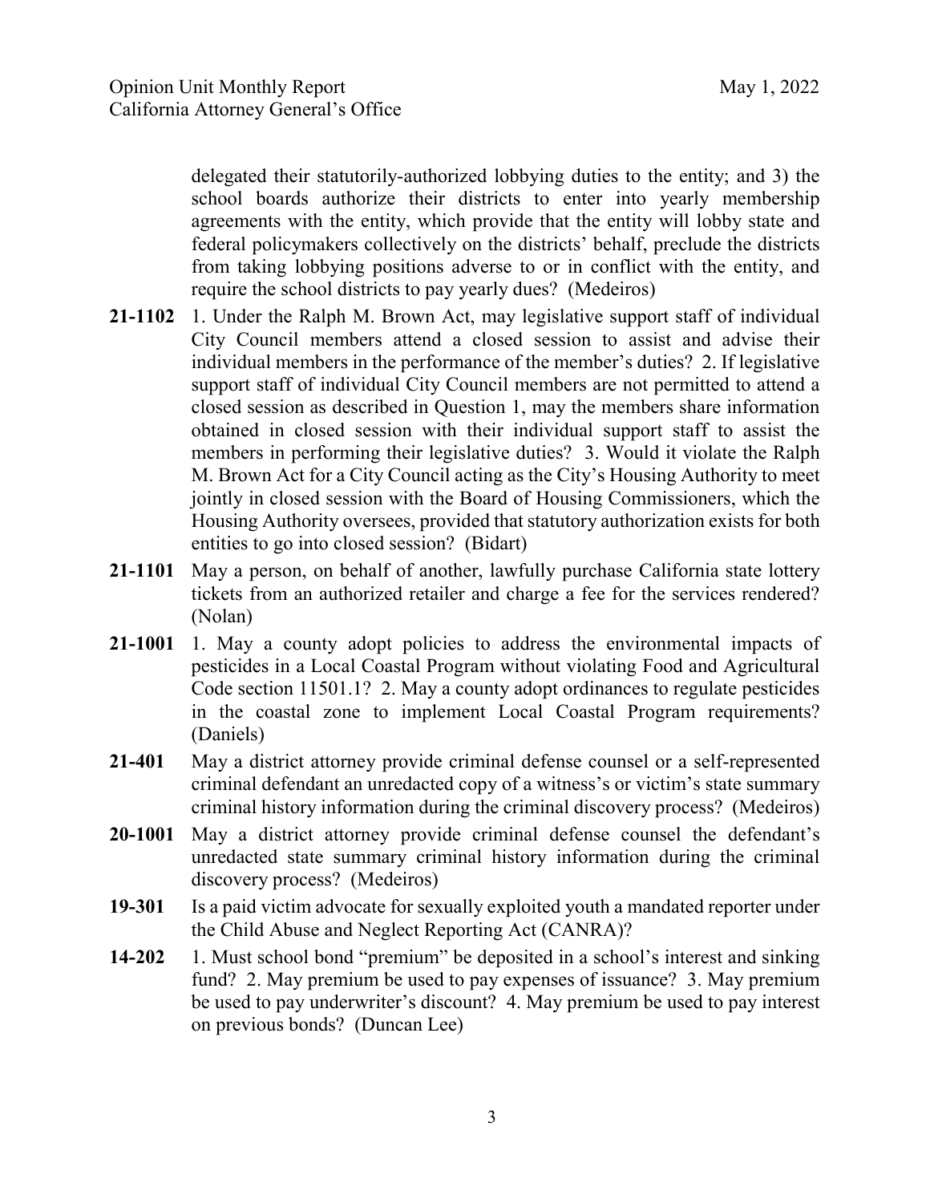delegated their statutorily-authorized lobbying duties to the entity; and 3) the school boards authorize their districts to enter into yearly membership agreements with the entity, which provide that the entity will lobby state and federal policymakers collectively on the districts' behalf, preclude the districts from taking lobbying positions adverse to or in conflict with the entity, and require the school districts to pay yearly dues? (Medeiros)

**21-1102** 1. Under the Ralph M. Brown Act, may legislative support staff of individual City Council members attend a closed session to assist and advise their individual members in the performance of the member's duties? 2. If legislative support staff of individual City Council members are not permitted to attend a closed session as described in Question 1, may the members share information obtained in closed session with their individual support staff to assist the members in performing their legislative duties? 3. Would it violate the Ralph M. Brown Act for a City Council acting as the City's Housing Authority to meet jointly in closed session with the Board of Housing Commissioners, which the Housing Authority oversees, provided that statutory authorization exists for both entities to go into closed session? (Bidart)

**21-1101** May a person, on behalf of another, lawfully purchase California state lottery tickets from an authorized retailer and charge a fee for the services rendered? (Nolan)

**21-1001** 1. May a county adopt policies to address the environmental impacts of pesticides in a Local Coastal Program without violating Food and Agricultural Code section 11501.1? 2. May a county adopt ordinances to regulate pesticides in the coastal zone to implement Local Coastal Program requirements? (Daniels)

**21-401** May a district attorney provide criminal defense counsel or a self-represented criminal defendant an unredacted copy of a witness's or victim's state summary criminal history information during the criminal discovery process? (Medeiros)

**20-1001** May a district attorney provide criminal defense counsel the defendant's unredacted state summary criminal history information during the criminal discovery process? (Medeiros)

**19-301** Is a paid victim advocate for sexually exploited youth a mandated reporter under the Child Abuse and Neglect Reporting Act (CANRA)?

**14-202** 1. Must school bond "premium" be deposited in a school's interest and sinking fund? 2. May premium be used to pay expenses of issuance? 3. May premium be used to pay underwriter's discount? 4. May premium be used to pay interest on previous bonds? (Duncan Lee)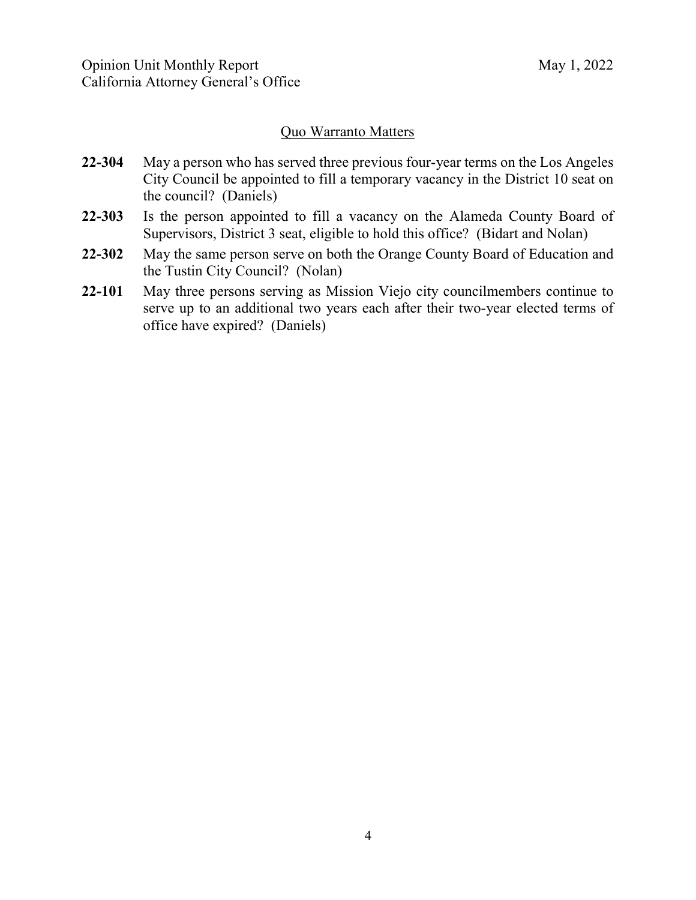## Quo Warranto Matters

**22-304** May a person who has served three previous four-year terms on the Los Angeles City Council be appointed to fill a temporary vacancy in the District 10 seat on the council? (Daniels)

**22-303** Is the person appointed to fill a vacancy on the Alameda County Board of Supervisors, District 3 seat, eligible to hold this office? (Bidart and Nolan)

**22-302** May the same person serve on both the Orange County Board of Education and the Tustin City Council? (Nolan)

**22-101** May three persons serving as Mission Viejo city councilmembers continue to serve up to an additional two years each after their two-year elected terms of office have expired? (Daniels)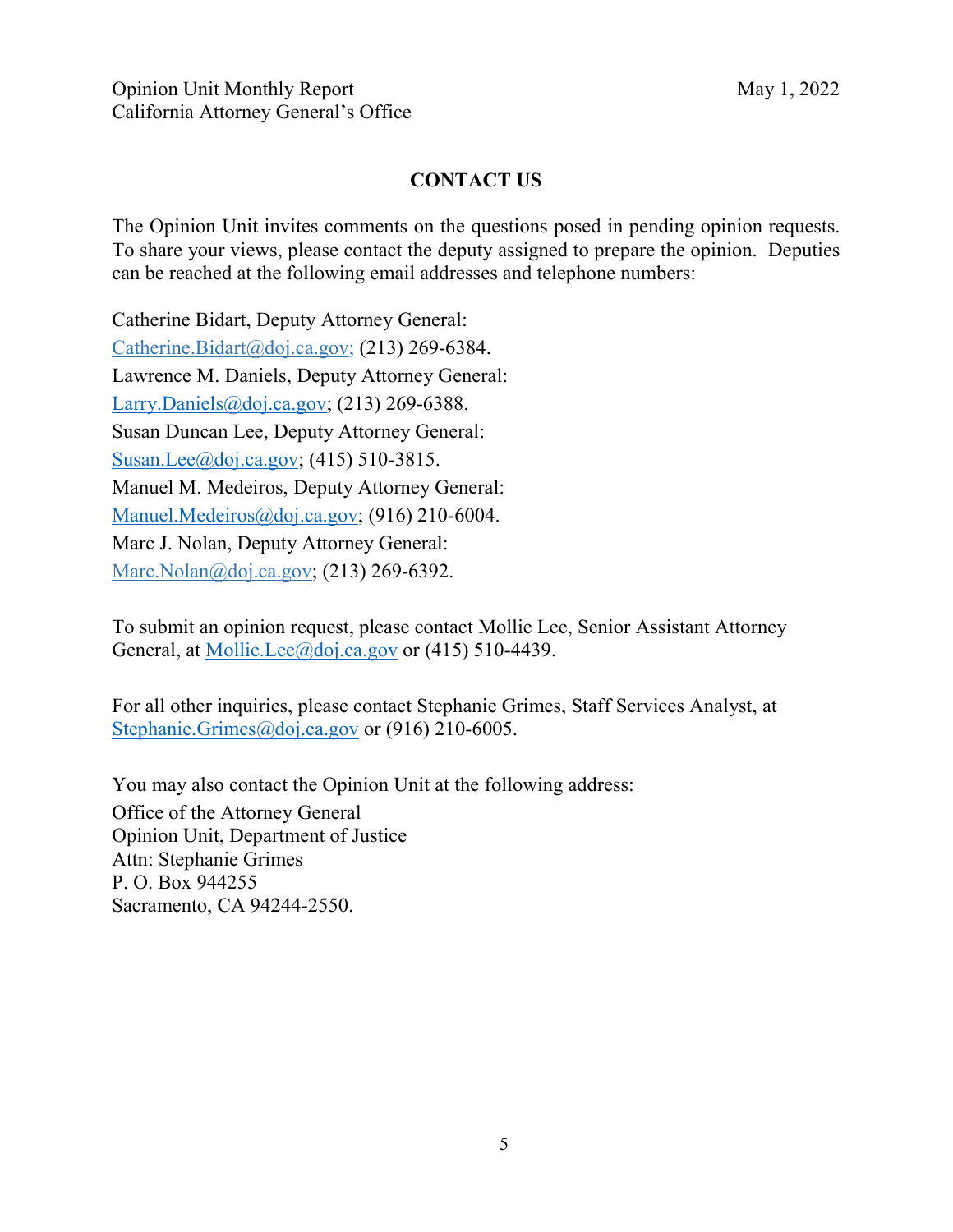## CONTACT US

The Opinion Unit invites comments on the questions posed in pending opinion requests. To share your views, please contact the deputy assigned to prepare the opinion. Deputies can be reached at the following email addresses and telephone numbers:

Catherine Bidart, Deputy Attorney General:
Catherine.Bidart@doj.ca.gov; (213) 269-6384.
Lawrence M. Daniels, Deputy Attorney General:
Larry.Daniels@doj.ca.gov; (213) 269-6388.
Susan Duncan Lee, Deputy Attorney General:
Susan.Lee@doj.ca.gov; (415) 510-3815.
Manuel M. Medeiros, Deputy Attorney General:
Manuel.Medeiros@doj.ca.gov; (916) 210-6004.
Marc J. Nolan, Deputy Attorney General:
Marc.Nolan@doj.ca.gov; (213) 269-6392.

To submit an opinion request, please contact Mollie Lee, Senior Assistant Attorney General, at Mollie.Lee@doj.ca.gov or (415) 510-4439.

For all other inquiries, please contact Stephanie Grimes, Staff Services Analyst, at Stephanie.Grimes@doj.ca.gov or (916) 210-6005.

You may also contact the Opinion Unit at the following address:
Office of the Attorney General
Opinion Unit, Department of Justice
Attn: Stephanie Grimes
P. O. Box 944255
Sacramento, CA 94244-2550.